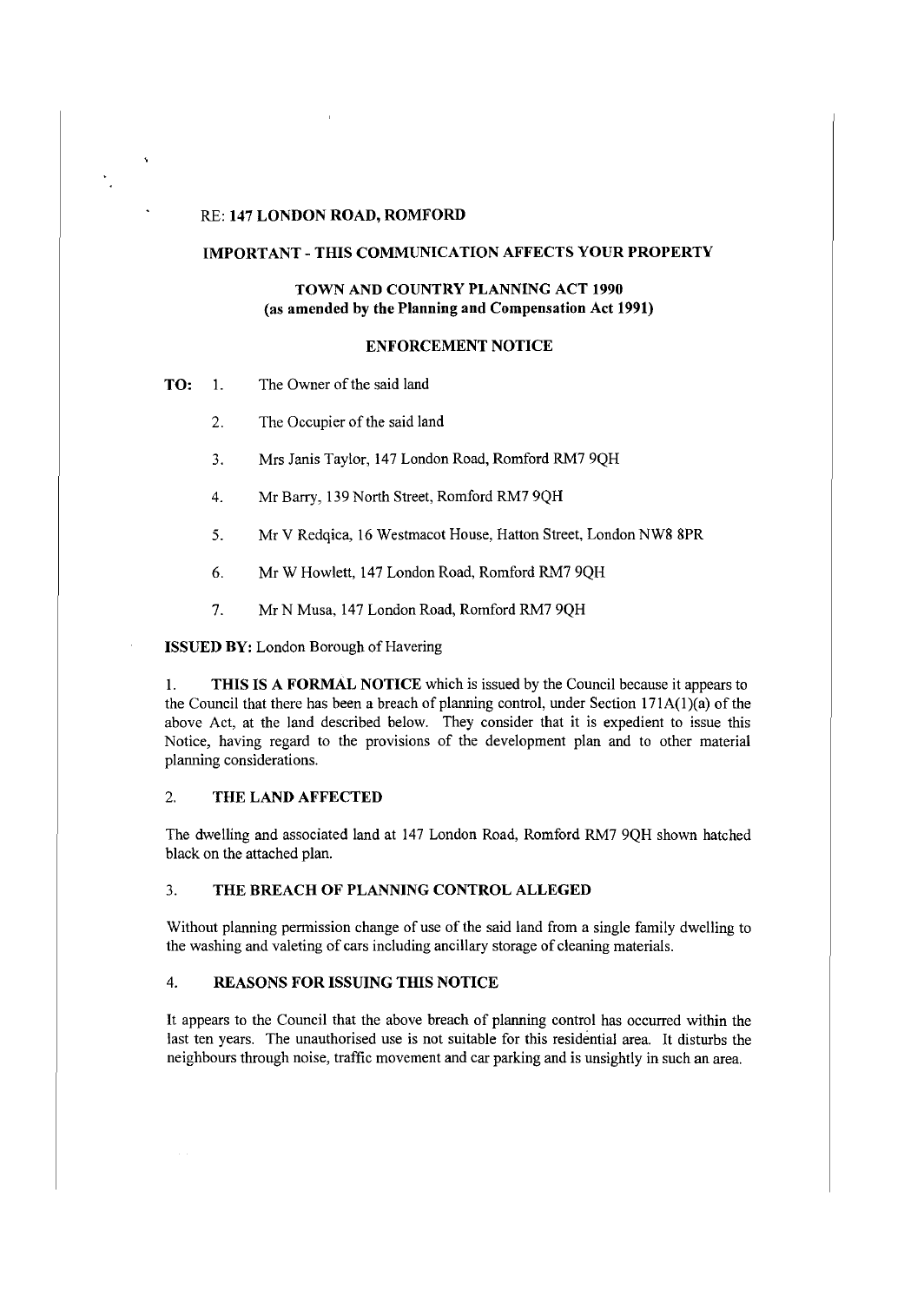RE: **147 LONDON ROAD, ROMFORD**

**IMPORTANT - THIS COMMUNICATION AFFECTS YOUR PROPERTY**

**TOWN AND COUNTRY PLANNING ACT 1990**
**(as amended by the Planning and Compensation Act 1991)**

**ENFORCEMENT NOTICE**

**TO:**

1. The Owner of the said land
2. The Occupier of the said land
3. Mrs Janis Taylor, 147 London Road, Romford RM7 9QH
4. Mr Barry, 139 North Street, Romford RM7 9QH
5. Mr V Redqica, 16 Westmacot House, Hatton Street, London NW8 8PR
6. Mr W Howlett, 147 London Road, Romford RM7 9QH
7. Mr N Musa, 147 London Road, Romford RM7 9QH

**ISSUED BY:** London Borough of Havering

1. **THIS IS A FORMAL NOTICE** which is issued by the Council because it appears to the Council that there has been a breach of planning control, under Section 171A(1)(a) of the above Act, at the land described below. They consider that it is expedient to issue this Notice, having regard to the provisions of the development plan and to other material planning considerations.

## 2. THE LAND AFFECTED

The dwelling and associated land at 147 London Road, Romford RM7 9QH shown hatched black on the attached plan.

## 3. THE BREACH OF PLANNING CONTROL ALLEGED

Without planning permission change of use of the said land from a single family dwelling to the washing and valeting of cars including ancillary storage of cleaning materials.

## 4. REASONS FOR ISSUING THIS NOTICE

It appears to the Council that the above breach of planning control has occurred within the last ten years. The unauthorised use is not suitable for this residential area. It disturbs the neighbours through noise, traffic movement and car parking and is unsightly in such an area.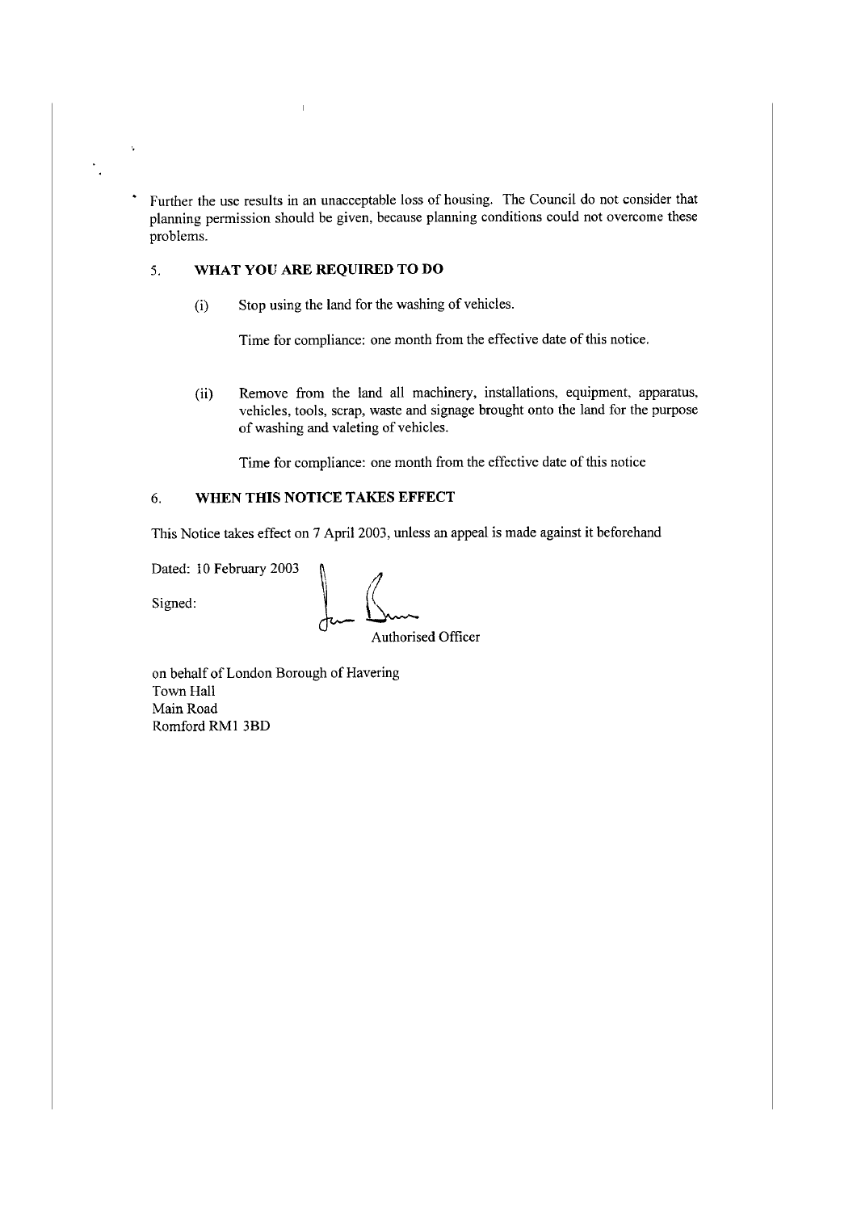Further the use results in an unacceptable loss of housing. The Council do not consider that planning permission should be given, because planning conditions could not overcome these problems.

## 5. WHAT YOU ARE REQUIRED TO DO

(i) Stop using the land for the washing of vehicles.

Time for compliance: one month from the effective date of this notice.

(ii) Remove from the land all machinery, installations, equipment, apparatus, vehicles, tools, scrap, waste and signage brought onto the land for the purpose of washing and valeting of vehicles.

Time for compliance: one month from the effective date of this notice

## 6. WHEN THIS NOTICE TAKES EFFECT

This Notice takes effect on 7 April 2003, unless an appeal is made against it beforehand

Dated: 10 February 2003

Signed:

Authorised Officer

on behalf of London Borough of Havering
Town Hall
Main Road
Romford RM1 3BD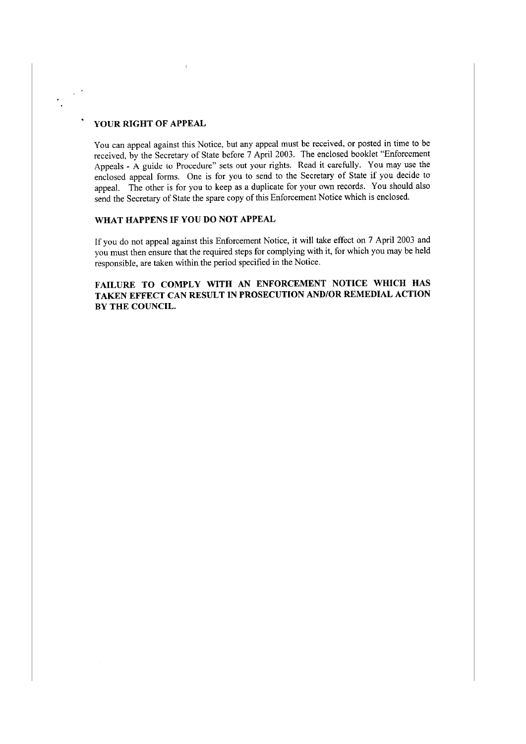## YOUR RIGHT OF APPEAL

You can appeal against this Notice, but any appeal must be received, or posted in time to be received, by the Secretary of State before 7 April 2003. The enclosed booklet "Enforcement Appeals - A guide to Procedure" sets out your rights. Read it carefully. You may use the enclosed appeal forms. One is for you to send to the Secretary of State if you decide to appeal. The other is for you to keep as a duplicate for your own records. You should also send the Secretary of State the spare copy of this Enforcement Notice which is enclosed.

## WHAT HAPPENS IF YOU DO NOT APPEAL

If you do not appeal against this Enforcement Notice, it will take effect on 7 April 2003 and you must then ensure that the required steps for complying with it, for which you may be held responsible, are taken within the period specified in the Notice.

**FAILURE TO COMPLY WITH AN ENFORCEMENT NOTICE WHICH HAS TAKEN EFFECT CAN RESULT IN PROSECUTION AND/OR REMEDIAL ACTION BY THE COUNCIL.**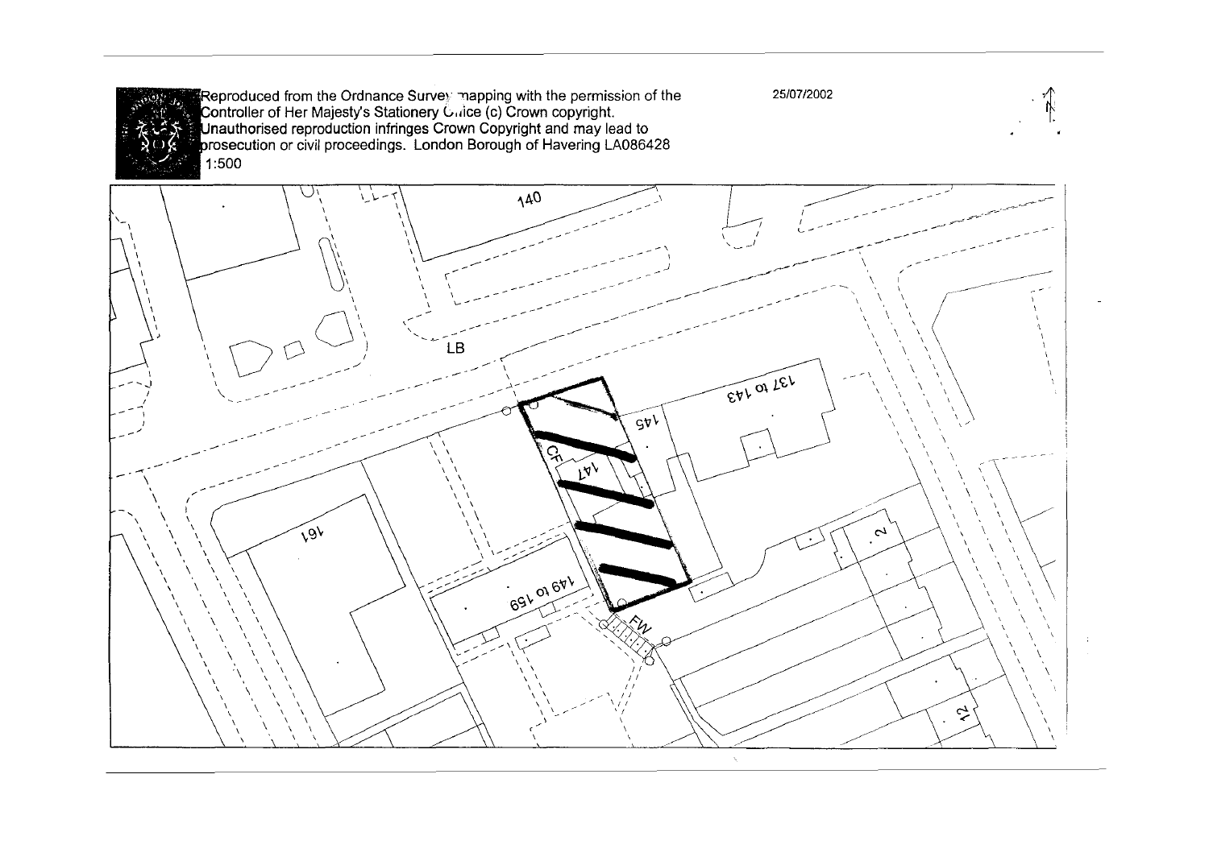Reproduced from the Ordnance Survey mapping with the permission of the Controller of Her Majesty's Stationery Office (c) Crown copyright.
Unauthorised reproduction infringes Crown Copyright and may lead to prosecution or civil proceedings. London Borough of Havering LA086428

1:500

25/07/2002

140

LB

137 to 143

145

147

CF

161

149 to 159

FW

2

12